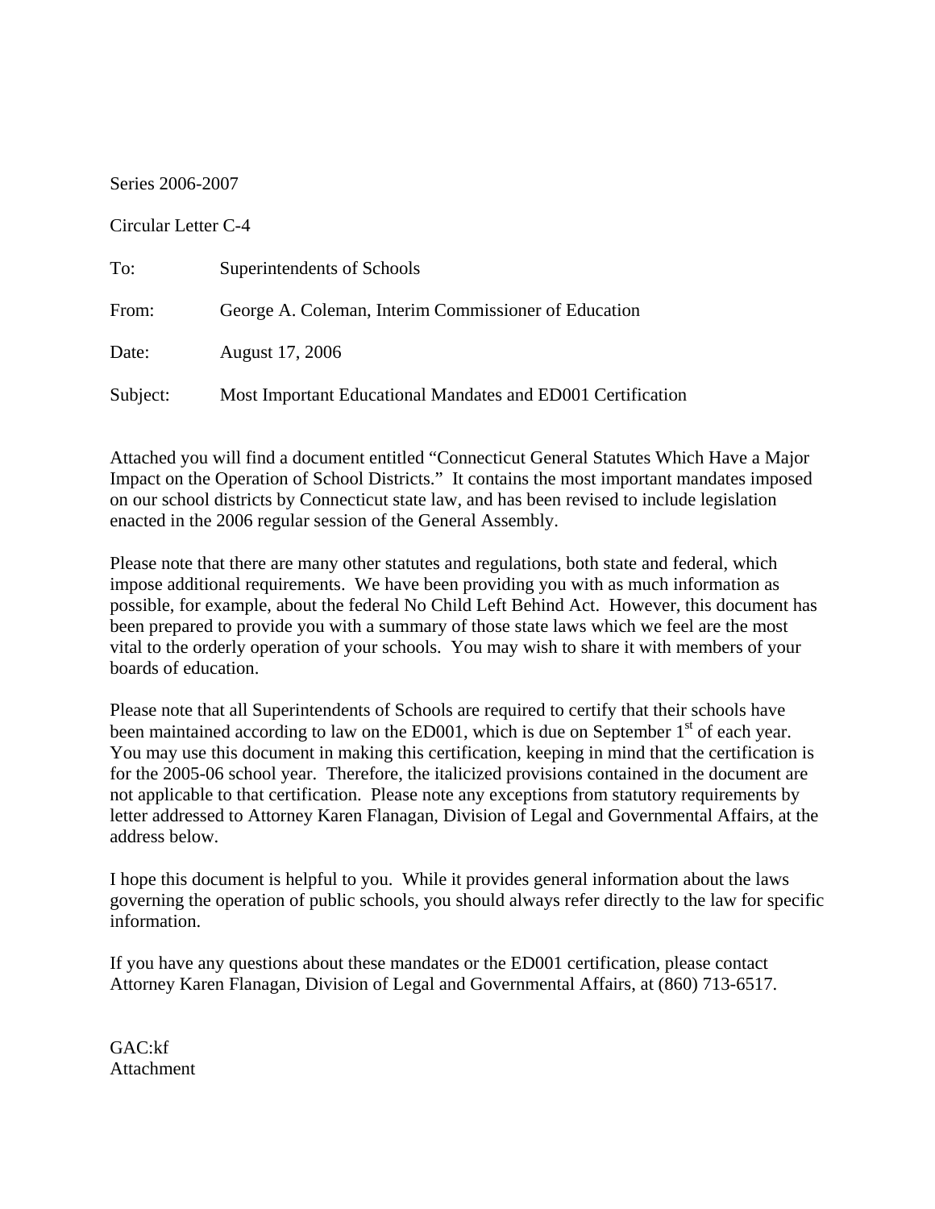Series 2006-2007

Circular Letter C-4

| | |
|---|---|
| To: | Superintendents of Schools |
| From: | George A. Coleman, Interim Commissioner of Education |
| Date: | August 17, 2006 |
| Subject: | Most Important Educational Mandates and ED001 Certification |

Attached you will find a document entitled "Connecticut General Statutes Which Have a Major Impact on the Operation of School Districts." It contains the most important mandates imposed on our school districts by Connecticut state law, and has been revised to include legislation enacted in the 2006 regular session of the General Assembly.

Please note that there are many other statutes and regulations, both state and federal, which impose additional requirements. We have been providing you with as much information as possible, for example, about the federal No Child Left Behind Act. However, this document has been prepared to provide you with a summary of those state laws which we feel are the most vital to the orderly operation of your schools. You may wish to share it with members of your boards of education.

Please note that all Superintendents of Schools are required to certify that their schools have been maintained according to law on the ED001, which is due on September 1st of each year. You may use this document in making this certification, keeping in mind that the certification is for the 2005-06 school year. Therefore, the italicized provisions contained in the document are not applicable to that certification. Please note any exceptions from statutory requirements by letter addressed to Attorney Karen Flanagan, Division of Legal and Governmental Affairs, at the address below.

I hope this document is helpful to you. While it provides general information about the laws governing the operation of public schools, you should always refer directly to the law for specific information.

If you have any questions about these mandates or the ED001 certification, please contact Attorney Karen Flanagan, Division of Legal and Governmental Affairs, at (860) 713-6517.

GAC:kf
Attachment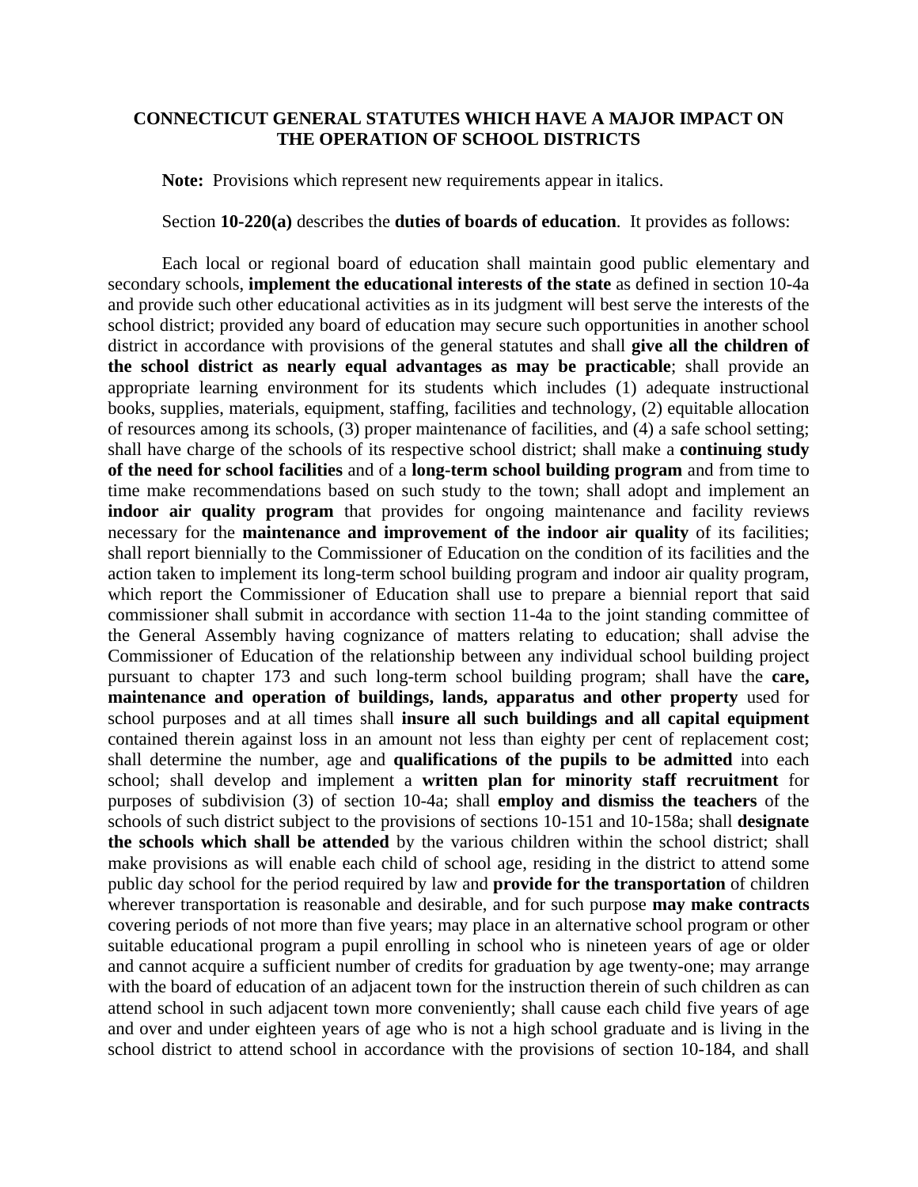## CONNECTICUT GENERAL STATUTES WHICH HAVE A MAJOR IMPACT ON THE OPERATION OF SCHOOL DISTRICTS

**Note:** Provisions which represent new requirements appear in italics.

Section **10-220(a)** describes the **duties of boards of education**. It provides as follows:

Each local or regional board of education shall maintain good public elementary and secondary schools, **implement the educational interests of the state** as defined in section 10-4a and provide such other educational activities as in its judgment will best serve the interests of the school district; provided any board of education may secure such opportunities in another school district in accordance with provisions of the general statutes and shall **give all the children of the school district as nearly equal advantages as may be practicable**; shall provide an appropriate learning environment for its students which includes (1) adequate instructional books, supplies, materials, equipment, staffing, facilities and technology, (2) equitable allocation of resources among its schools, (3) proper maintenance of facilities, and (4) a safe school setting; shall have charge of the schools of its respective school district; shall make a **continuing study of the need for school facilities** and of a **long-term school building program** and from time to time make recommendations based on such study to the town; shall adopt and implement an **indoor air quality program** that provides for ongoing maintenance and facility reviews necessary for the **maintenance and improvement of the indoor air quality** of its facilities; shall report biennially to the Commissioner of Education on the condition of its facilities and the action taken to implement its long-term school building program and indoor air quality program, which report the Commissioner of Education shall use to prepare a biennial report that said commissioner shall submit in accordance with section 11-4a to the joint standing committee of the General Assembly having cognizance of matters relating to education; shall advise the Commissioner of Education of the relationship between any individual school building project pursuant to chapter 173 and such long-term school building program; shall have the **care, maintenance and operation of buildings, lands, apparatus and other property** used for school purposes and at all times shall **insure all such buildings and all capital equipment** contained therein against loss in an amount not less than eighty per cent of replacement cost; shall determine the number, age and **qualifications of the pupils to be admitted** into each school; shall develop and implement a **written plan for minority staff recruitment** for purposes of subdivision (3) of section 10-4a; shall **employ and dismiss the teachers** of the schools of such district subject to the provisions of sections 10-151 and 10-158a; shall **designate the schools which shall be attended** by the various children within the school district; shall make provisions as will enable each child of school age, residing in the district to attend some public day school for the period required by law and **provide for the transportation** of children wherever transportation is reasonable and desirable, and for such purpose **may make contracts** covering periods of not more than five years; may place in an alternative school program or other suitable educational program a pupil enrolling in school who is nineteen years of age or older and cannot acquire a sufficient number of credits for graduation by age twenty-one; may arrange with the board of education of an adjacent town for the instruction therein of such children as can attend school in such adjacent town more conveniently; shall cause each child five years of age and over and under eighteen years of age who is not a high school graduate and is living in the school district to attend school in accordance with the provisions of section 10-184, and shall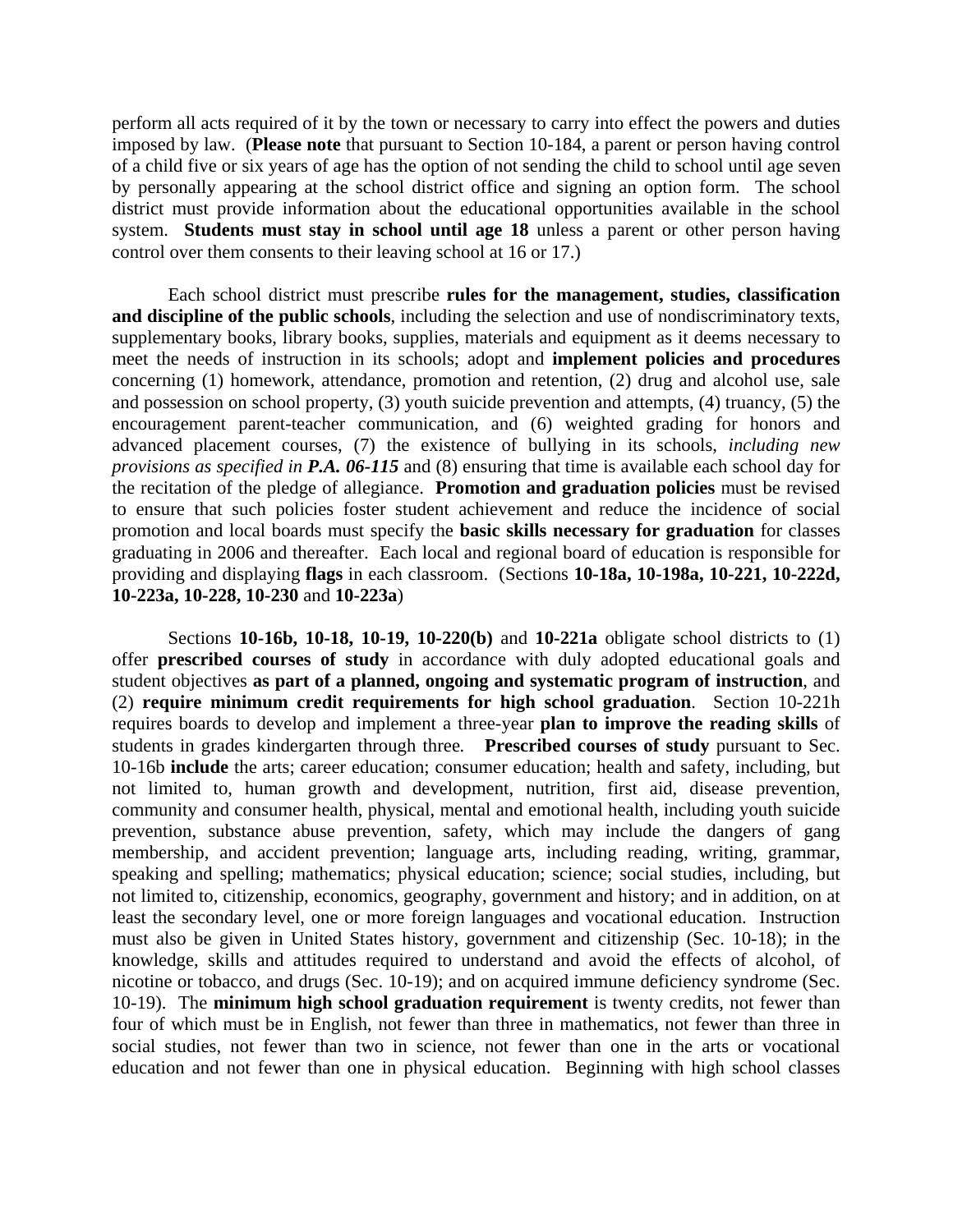perform all acts required of it by the town or necessary to carry into effect the powers and duties imposed by law. (**Please note** that pursuant to Section 10-184, a parent or person having control of a child five or six years of age has the option of not sending the child to school until age seven by personally appearing at the school district office and signing an option form. The school district must provide information about the educational opportunities available in the school system. **Students must stay in school until age 18** unless a parent or other person having control over them consents to their leaving school at 16 or 17.)

Each school district must prescribe **rules for the management, studies, classification and discipline of the public schools**, including the selection and use of nondiscriminatory texts, supplementary books, library books, supplies, materials and equipment as it deems necessary to meet the needs of instruction in its schools; adopt and **implement policies and procedures** concerning (1) homework, attendance, promotion and retention, (2) drug and alcohol use, sale and possession on school property, (3) youth suicide prevention and attempts, (4) truancy, (5) the encouragement parent-teacher communication, and (6) weighted grading for honors and advanced placement courses, (7) the existence of bullying in its schools, *including new provisions as specified in **P.A. 06-115*** and (8) ensuring that time is available each school day for the recitation of the pledge of allegiance. **Promotion and graduation policies** must be revised to ensure that such policies foster student achievement and reduce the incidence of social promotion and local boards must specify the **basic skills necessary for graduation** for classes graduating in 2006 and thereafter. Each local and regional board of education is responsible for providing and displaying **flags** in each classroom. (Sections **10-18a, 10-198a, 10-221, 10-222d, 10-223a, 10-228, 10-230** and **10-223a**)

Sections **10-16b, 10-18, 10-19, 10-220(b)** and **10-221a** obligate school districts to (1) offer **prescribed courses of study** in accordance with duly adopted educational goals and student objectives **as part of a planned, ongoing and systematic program of instruction**, and (2) **require minimum credit requirements for high school graduation**. Section 10-221h requires boards to develop and implement a three-year **plan to improve the reading skills** of students in grades kindergarten through three. **Prescribed courses of study** pursuant to Sec. 10-16b **include** the arts; career education; consumer education; health and safety, including, but not limited to, human growth and development, nutrition, first aid, disease prevention, community and consumer health, physical, mental and emotional health, including youth suicide prevention, substance abuse prevention, safety, which may include the dangers of gang membership, and accident prevention; language arts, including reading, writing, grammar, speaking and spelling; mathematics; physical education; science; social studies, including, but not limited to, citizenship, economics, geography, government and history; and in addition, on at least the secondary level, one or more foreign languages and vocational education. Instruction must also be given in United States history, government and citizenship (Sec. 10-18); in the knowledge, skills and attitudes required to understand and avoid the effects of alcohol, of nicotine or tobacco, and drugs (Sec. 10-19); and on acquired immune deficiency syndrome (Sec. 10-19). The **minimum high school graduation requirement** is twenty credits, not fewer than four of which must be in English, not fewer than three in mathematics, not fewer than three in social studies, not fewer than two in science, not fewer than one in the arts or vocational education and not fewer than one in physical education. Beginning with high school classes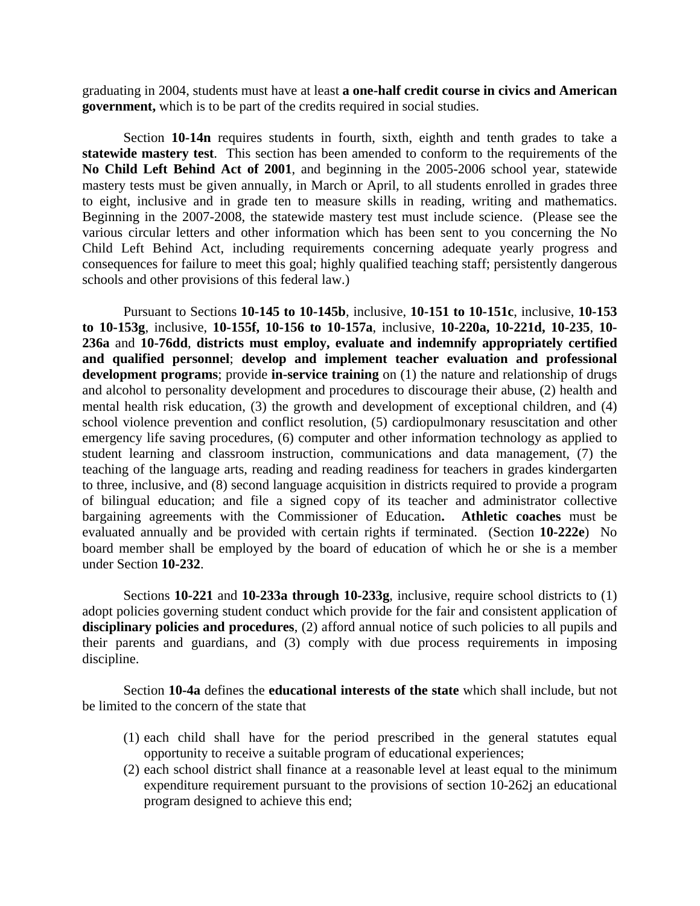graduating in 2004, students must have at least **a one-half credit course in civics and American government,** which is to be part of the credits required in social studies.

Section **10-14n** requires students in fourth, sixth, eighth and tenth grades to take a **statewide mastery test**. This section has been amended to conform to the requirements of the **No Child Left Behind Act of 2001**, and beginning in the 2005-2006 school year, statewide mastery tests must be given annually, in March or April, to all students enrolled in grades three to eight, inclusive and in grade ten to measure skills in reading, writing and mathematics. Beginning in the 2007-2008, the statewide mastery test must include science. (Please see the various circular letters and other information which has been sent to you concerning the No Child Left Behind Act, including requirements concerning adequate yearly progress and consequences for failure to meet this goal; highly qualified teaching staff; persistently dangerous schools and other provisions of this federal law.)

Pursuant to Sections **10-145 to 10-145b**, inclusive, **10-151 to 10-151c**, inclusive, **10-153 to 10-153g**, inclusive, **10-155f, 10-156 to 10-157a**, inclusive, **10-220a, 10-221d, 10-235**, **10-236a** and **10-76dd**, **districts must employ, evaluate and indemnify appropriately certified and qualified personnel**; **develop and implement teacher evaluation and professional development programs**; provide **in-service training** on (1) the nature and relationship of drugs and alcohol to personality development and procedures to discourage their abuse, (2) health and mental health risk education, (3) the growth and development of exceptional children, and (4) school violence prevention and conflict resolution, (5) cardiopulmonary resuscitation and other emergency life saving procedures, (6) computer and other information technology as applied to student learning and classroom instruction, communications and data management, (7) the teaching of the language arts, reading and reading readiness for teachers in grades kindergarten to three, inclusive, and (8) second language acquisition in districts required to provide a program of bilingual education; and file a signed copy of its teacher and administrator collective bargaining agreements with the Commissioner of Education**.** **Athletic coaches** must be evaluated annually and be provided with certain rights if terminated. (Section **10-222e**) No board member shall be employed by the board of education of which he or she is a member under Section **10-232**.

Sections **10-221** and **10-233a through 10-233g**, inclusive, require school districts to (1) adopt policies governing student conduct which provide for the fair and consistent application of **disciplinary policies and procedures**, (2) afford annual notice of such policies to all pupils and their parents and guardians, and (3) comply with due process requirements in imposing discipline.

Section **10-4a** defines the **educational interests of the state** which shall include, but not be limited to the concern of the state that

(1) each child shall have for the period prescribed in the general statutes equal opportunity to receive a suitable program of educational experiences;
(2) each school district shall finance at a reasonable level at least equal to the minimum expenditure requirement pursuant to the provisions of section 10-262j an educational program designed to achieve this end;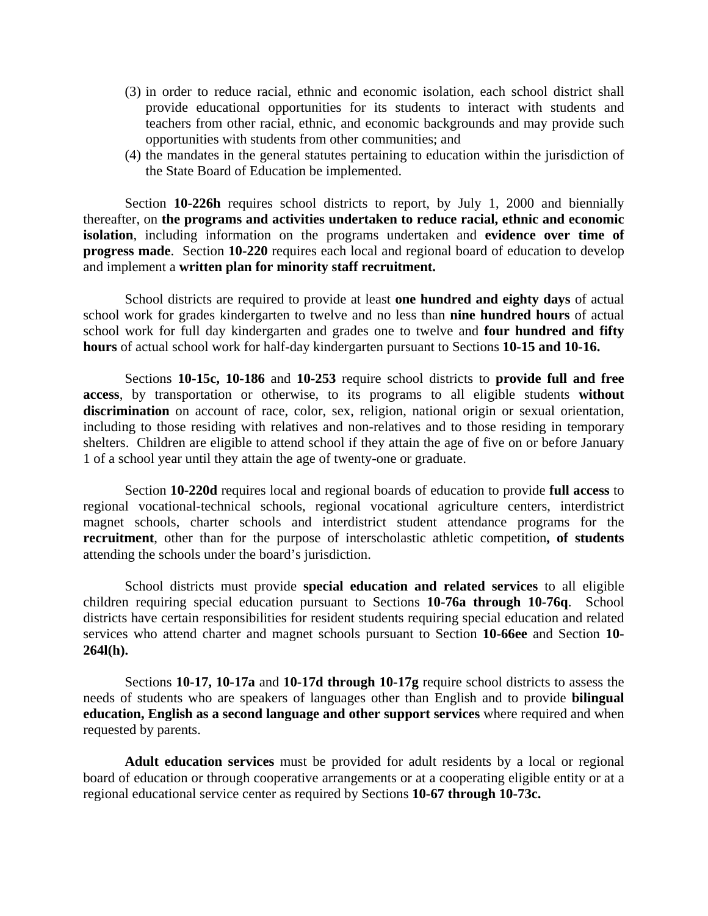(3) in order to reduce racial, ethnic and economic isolation, each school district shall provide educational opportunities for its students to interact with students and teachers from other racial, ethnic, and economic backgrounds and may provide such opportunities with students from other communities; and
(4) the mandates in the general statutes pertaining to education within the jurisdiction of the State Board of Education be implemented.

Section **10-226h** requires school districts to report, by July 1, 2000 and biennially thereafter, on **the programs and activities undertaken to reduce racial, ethnic and economic isolation**, including information on the programs undertaken and **evidence over time of progress made**. Section **10-220** requires each local and regional board of education to develop and implement a **written plan for minority staff recruitment.**

School districts are required to provide at least **one hundred and eighty days** of actual school work for grades kindergarten to twelve and no less than **nine hundred hours** of actual school work for full day kindergarten and grades one to twelve and **four hundred and fifty hours** of actual school work for half-day kindergarten pursuant to Sections **10-15 and 10-16.**

Sections **10-15c, 10-186** and **10-253** require school districts to **provide full and free access**, by transportation or otherwise, to its programs to all eligible students **without discrimination** on account of race, color, sex, religion, national origin or sexual orientation, including to those residing with relatives and non-relatives and to those residing in temporary shelters. Children are eligible to attend school if they attain the age of five on or before January 1 of a school year until they attain the age of twenty-one or graduate.

Section **10-220d** requires local and regional boards of education to provide **full access** to regional vocational-technical schools, regional vocational agriculture centers, interdistrict magnet schools, charter schools and interdistrict student attendance programs for the **recruitment**, other than for the purpose of interscholastic athletic competition**, of students** attending the schools under the board's jurisdiction.

School districts must provide **special education and related services** to all eligible children requiring special education pursuant to Sections **10-76a through 10-76q**. School districts have certain responsibilities for resident students requiring special education and related services who attend charter and magnet schools pursuant to Section **10-66ee** and Section **10-264l(h).**

Sections **10-17, 10-17a** and **10-17d through 10-17g** require school districts to assess the needs of students who are speakers of languages other than English and to provide **bilingual education, English as a second language and other support services** where required and when requested by parents.

**Adult education services** must be provided for adult residents by a local or regional board of education or through cooperative arrangements or at a cooperating eligible entity or at a regional educational service center as required by Sections **10-67 through 10-73c.**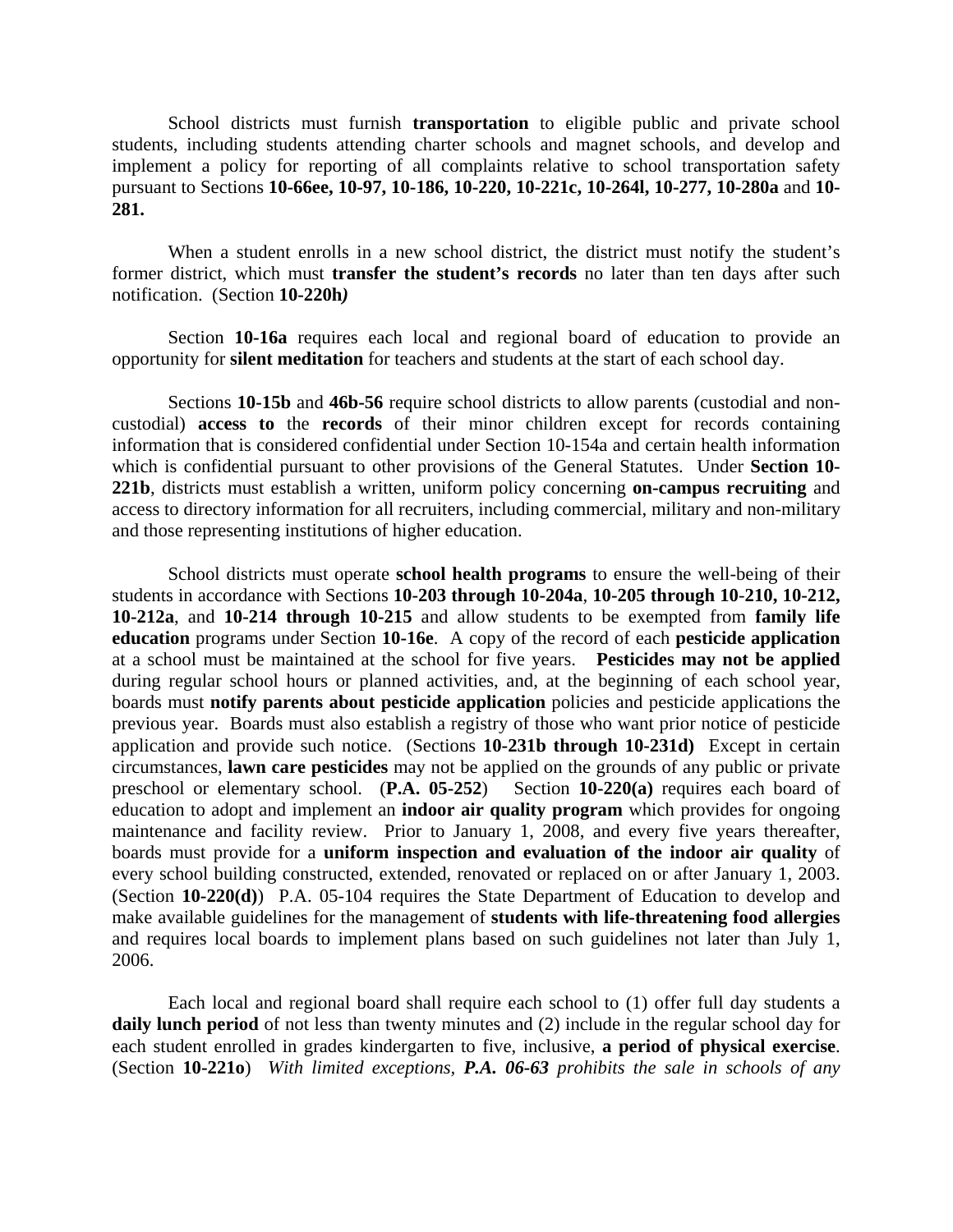School districts must furnish **transportation** to eligible public and private school students, including students attending charter schools and magnet schools, and develop and implement a policy for reporting of all complaints relative to school transportation safety pursuant to Sections **10-66ee, 10-97, 10-186, 10-220, 10-221c, 10-264l, 10-277, 10-280a** and **10-281.**

When a student enrolls in a new school district, the district must notify the student's former district, which must **transfer the student's records** no later than ten days after such notification. (Section **10-220h*)***

Section **10-16a** requires each local and regional board of education to provide an opportunity for **silent meditation** for teachers and students at the start of each school day.

Sections **10-15b** and **46b-56** require school districts to allow parents (custodial and non-custodial) **access to** the **records** of their minor children except for records containing information that is considered confidential under Section 10-154a and certain health information which is confidential pursuant to other provisions of the General Statutes. Under **Section 10-221b**, districts must establish a written, uniform policy concerning **on-campus recruiting** and access to directory information for all recruiters, including commercial, military and non-military and those representing institutions of higher education.

School districts must operate **school health programs** to ensure the well-being of their students in accordance with Sections **10-203 through 10-204a**, **10-205 through 10-210, 10-212, 10-212a**, and **10-214 through 10-215** and allow students to be exempted from **family life education** programs under Section **10-16e**. A copy of the record of each **pesticide application** at a school must be maintained at the school for five years. **Pesticides may not be applied** during regular school hours or planned activities, and, at the beginning of each school year, boards must **notify parents about pesticide application** policies and pesticide applications the previous year. Boards must also establish a registry of those who want prior notice of pesticide application and provide such notice. (Sections **10-231b through 10-231d)** Except in certain circumstances, **lawn care pesticides** may not be applied on the grounds of any public or private preschool or elementary school. (**P.A. 05-252**) Section **10-220(a)** requires each board of education to adopt and implement an **indoor air quality program** which provides for ongoing maintenance and facility review. Prior to January 1, 2008, and every five years thereafter, boards must provide for a **uniform inspection and evaluation of the indoor air quality** of every school building constructed, extended, renovated or replaced on or after January 1, 2003. (Section **10-220(d)**) P.A. 05-104 requires the State Department of Education to develop and make available guidelines for the management of **students with life-threatening food allergies** and requires local boards to implement plans based on such guidelines not later than July 1, 2006.

Each local and regional board shall require each school to (1) offer full day students a **daily lunch period** of not less than twenty minutes and (2) include in the regular school day for each student enrolled in grades kindergarten to five, inclusive, **a period of physical exercise**. (Section **10-221o**) *With limited exceptions, **P.A. 06-63** prohibits the sale in schools of any*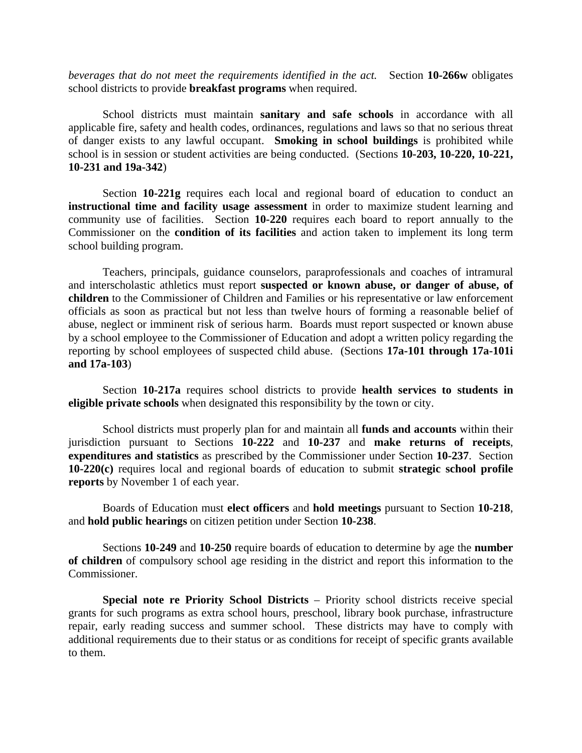*beverages that do not meet the requirements identified in the act.* Section **10-266w** obligates school districts to provide **breakfast programs** when required.

School districts must maintain **sanitary and safe schools** in accordance with all applicable fire, safety and health codes, ordinances, regulations and laws so that no serious threat of danger exists to any lawful occupant. **Smoking in school buildings** is prohibited while school is in session or student activities are being conducted. (Sections **10-203, 10-220, 10-221, 10-231 and 19a-342**)

Section **10-221g** requires each local and regional board of education to conduct an **instructional time and facility usage assessment** in order to maximize student learning and community use of facilities. Section **10-220** requires each board to report annually to the Commissioner on the **condition of its facilities** and action taken to implement its long term school building program.

Teachers, principals, guidance counselors, paraprofessionals and coaches of intramural and interscholastic athletics must report **suspected or known abuse, or danger of abuse, of children** to the Commissioner of Children and Families or his representative or law enforcement officials as soon as practical but not less than twelve hours of forming a reasonable belief of abuse, neglect or imminent risk of serious harm. Boards must report suspected or known abuse by a school employee to the Commissioner of Education and adopt a written policy regarding the reporting by school employees of suspected child abuse. (Sections **17a-101 through 17a-101i and 17a-103**)

Section **10-217a** requires school districts to provide **health services to students in eligible private schools** when designated this responsibility by the town or city.

School districts must properly plan for and maintain all **funds and accounts** within their jurisdiction pursuant to Sections **10-222** and **10-237** and **make returns of receipts**, **expenditures and statistics** as prescribed by the Commissioner under Section **10-237**. Section **10-220(c)** requires local and regional boards of education to submit **strategic school profile reports** by November 1 of each year.

Boards of Education must **elect officers** and **hold meetings** pursuant to Section **10-218**, and **hold public hearings** on citizen petition under Section **10-238**.

Sections **10-249** and **10-250** require boards of education to determine by age the **number of children** of compulsory school age residing in the district and report this information to the Commissioner.

**Special note re Priority School Districts** – Priority school districts receive special grants for such programs as extra school hours, preschool, library book purchase, infrastructure repair, early reading success and summer school. These districts may have to comply with additional requirements due to their status or as conditions for receipt of specific grants available to them.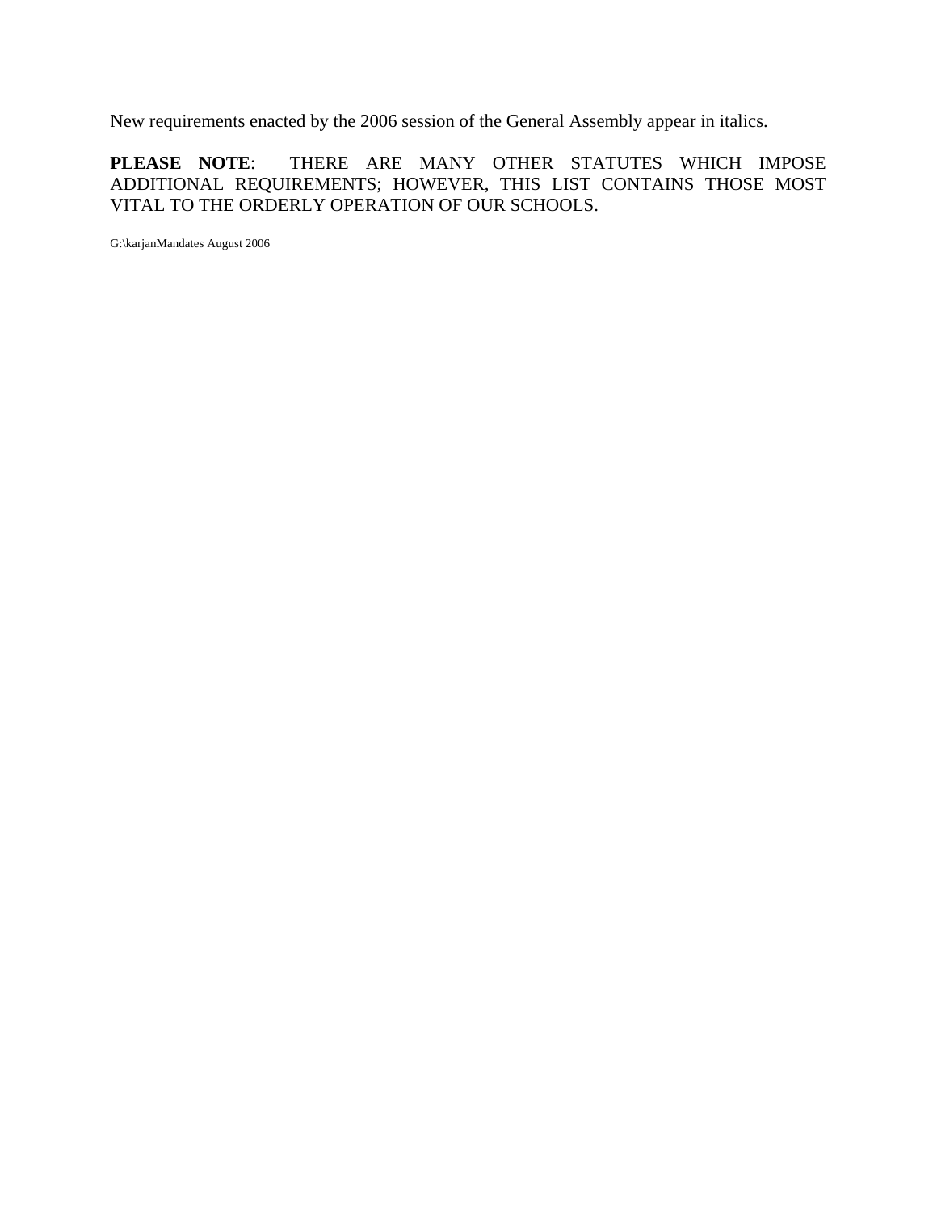New requirements enacted by the 2006 session of the General Assembly appear in italics.

**PLEASE NOTE**: THERE ARE MANY OTHER STATUTES WHICH IMPOSE ADDITIONAL REQUIREMENTS; HOWEVER, THIS LIST CONTAINS THOSE MOST VITAL TO THE ORDERLY OPERATION OF OUR SCHOOLS.

G:\karjanMandates August 2006